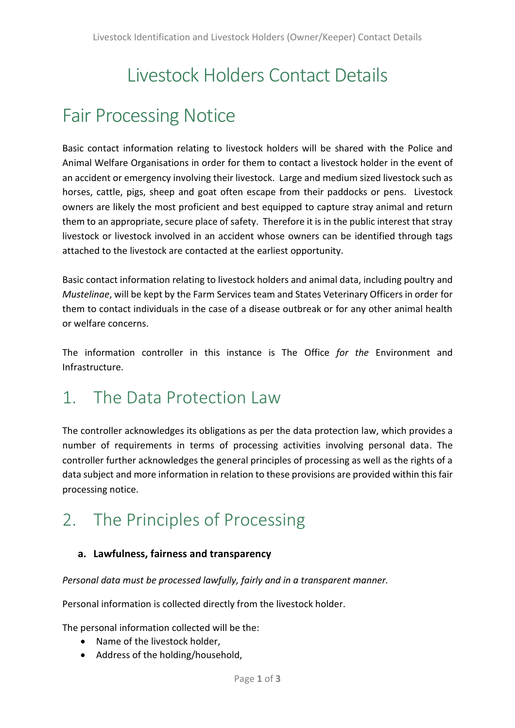# Livestock Holders Contact Details

## Fair Processing Notice

Basic contact information relating to livestock holders will be shared with the Police and Animal Welfare Organisations in order for them to contact a livestock holder in the event of an accident or emergency involving their livestock. Large and medium sized livestock such as horses, cattle, pigs, sheep and goat often escape from their paddocks or pens. Livestock owners are likely the most proficient and best equipped to capture stray animal and return them to an appropriate, secure place of safety. Therefore it is in the public interest that stray livestock or livestock involved in an accident whose owners can be identified through tags attached to the livestock are contacted at the earliest opportunity.

Basic contact information relating to livestock holders and animal data, including poultry and *Mustelinae*, will be kept by the Farm Services team and States Veterinary Officers in order for them to contact individuals in the case of a disease outbreak or for any other animal health or welfare concerns.

The information controller in this instance is The Office *for the* Environment and Infrastructure.

## 1. The Data Protection Law

The controller acknowledges its obligations as per the data protection law, which provides a number of requirements in terms of processing activities involving personal data. The controller further acknowledges the general principles of processing as well as the rights of a data subject and more information in relation to these provisions are provided within this fair processing notice.

## 2. The Principles of Processing

**a. Lawfulness, fairness and transparency**

*Personal data must be processed lawfully, fairly and in a transparent manner.*

Personal information is collected directly from the livestock holder.

The personal information collected will be the:

- Name of the livestock holder,
- Address of the holding/household,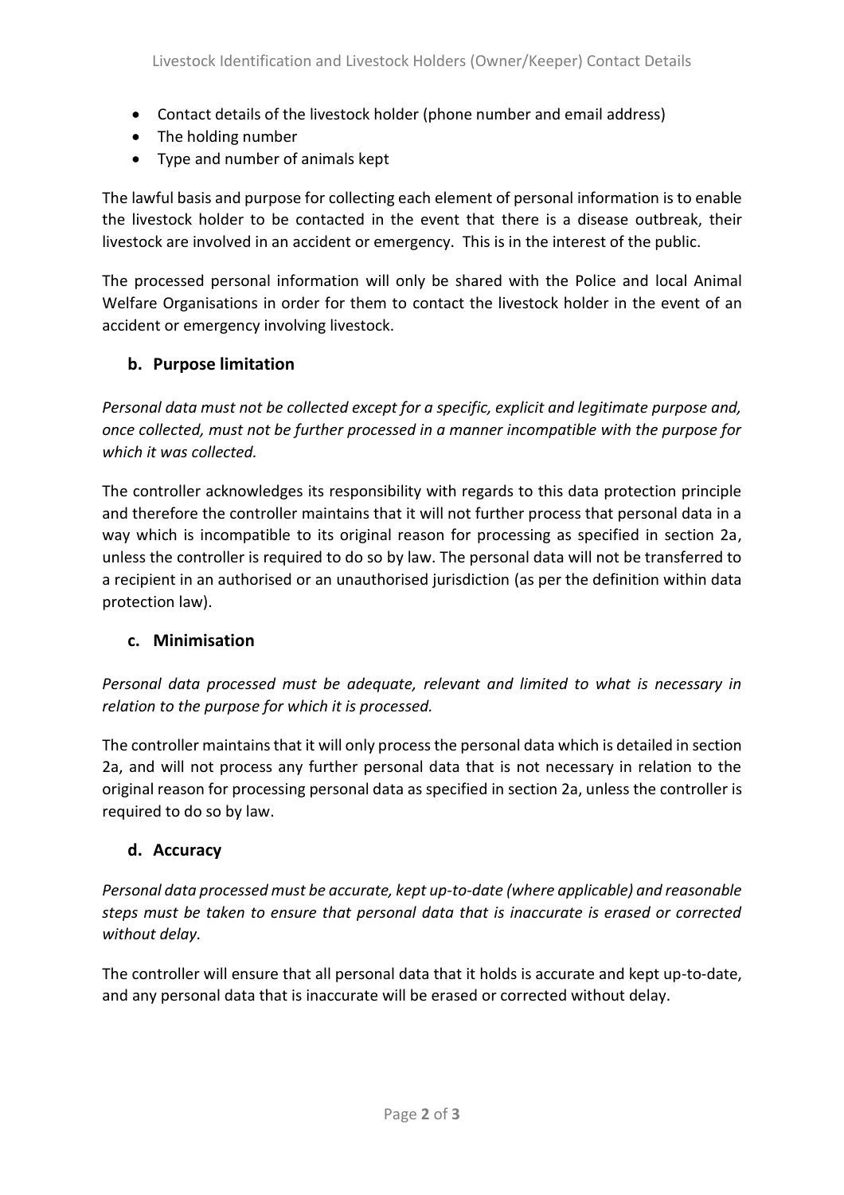- Contact details of the livestock holder (phone number and email address)
- The holding number
- Type and number of animals kept

The lawful basis and purpose for collecting each element of personal information is to enable the livestock holder to be contacted in the event that there is a disease outbreak, their livestock are involved in an accident or emergency. This is in the interest of the public.

The processed personal information will only be shared with the Police and local Animal Welfare Organisations in order for them to contact the livestock holder in the event of an accident or emergency involving livestock.

### b. Purpose limitation

*Personal data must not be collected except for a specific, explicit and legitimate purpose and, once collected, must not be further processed in a manner incompatible with the purpose for which it was collected.*

The controller acknowledges its responsibility with regards to this data protection principle and therefore the controller maintains that it will not further process that personal data in a way which is incompatible to its original reason for processing as specified in section 2a, unless the controller is required to do so by law. The personal data will not be transferred to a recipient in an authorised or an unauthorised jurisdiction (as per the definition within data protection law).

### c. Minimisation

*Personal data processed must be adequate, relevant and limited to what is necessary in relation to the purpose for which it is processed.*

The controller maintains that it will only process the personal data which is detailed in section 2a, and will not process any further personal data that is not necessary in relation to the original reason for processing personal data as specified in section 2a, unless the controller is required to do so by law.

### d. Accuracy

*Personal data processed must be accurate, kept up-to-date (where applicable) and reasonable steps must be taken to ensure that personal data that is inaccurate is erased or corrected without delay.*

The controller will ensure that all personal data that it holds is accurate and kept up-to-date, and any personal data that is inaccurate will be erased or corrected without delay.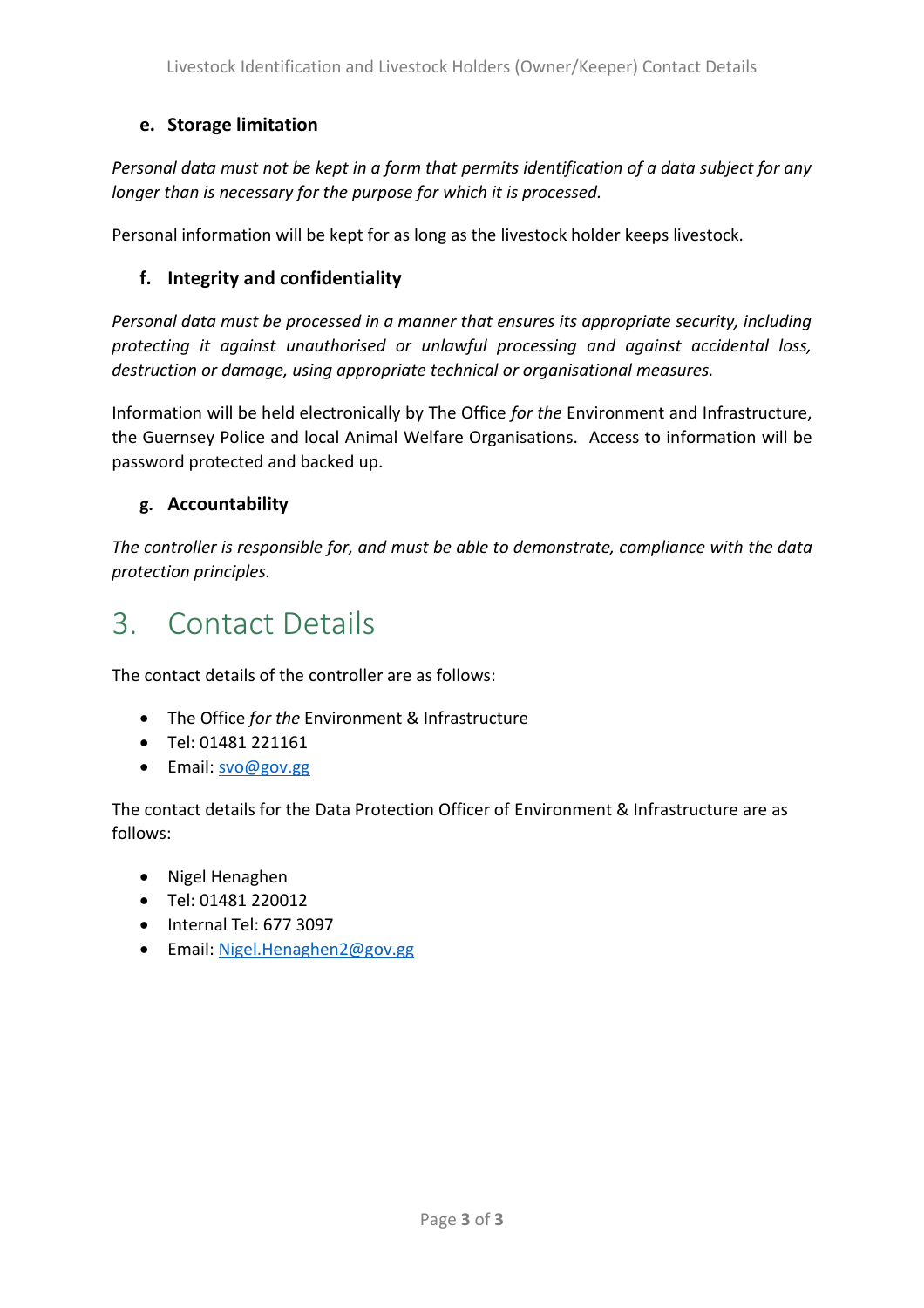#### e. Storage limitation

*Personal data must not be kept in a form that permits identification of a data subject for any longer than is necessary for the purpose for which it is processed.*

Personal information will be kept for as long as the livestock holder keeps livestock.

#### f. Integrity and confidentiality

*Personal data must be processed in a manner that ensures its appropriate security, including protecting it against unauthorised or unlawful processing and against accidental loss, destruction or damage, using appropriate technical or organisational measures.*

Information will be held electronically by The Office *for the* Environment and Infrastructure, the Guernsey Police and local Animal Welfare Organisations. Access to information will be password protected and backed up.

#### g. Accountability

*The controller is responsible for, and must be able to demonstrate, compliance with the data protection principles.*

## 3. Contact Details

The contact details of the controller are as follows:

- The Office *for the* Environment & Infrastructure
- Tel: 01481 221161
- Email: svo@gov.gg

The contact details for the Data Protection Officer of Environment & Infrastructure are as follows:

- Nigel Henaghen
- Tel: 01481 220012
- Internal Tel: 677 3097
- Email: Nigel.Henaghen2@gov.gg